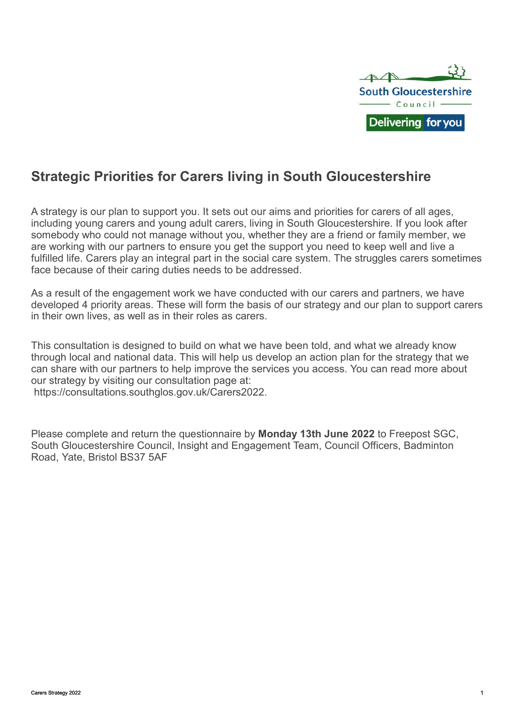South Gloucestershire Council

Delivering for you

# Strategic Priorities for Carers living in South Gloucestershire

A strategy is our plan to support you. It sets out our aims and priorities for carers of all ages, including young carers and young adult carers, living in South Gloucestershire. If you look after somebody who could not manage without you, whether they are a friend or family member, we are working with our partners to ensure you get the support you need to keep well and live a fulfilled life. Carers play an integral part in the social care system. The struggles carers sometimes face because of their caring duties needs to be addressed.

As a result of the engagement work we have conducted with our carers and partners, we have developed 4 priority areas. These will form the basis of our strategy and our plan to support carers in their own lives, as well as in their roles as carers.

This consultation is designed to build on what we have been told, and what we already know through local and national data. This will help us develop an action plan for the strategy that we can share with our partners to help improve the services you access. You can read more about our strategy by visiting our consultation page at: https://consultations.southglos.gov.uk/Carers2022.

Please complete and return the questionnaire by **Monday 13th June 2022** to Freepost SGC, South Gloucestershire Council, Insight and Engagement Team, Council Officers, Badminton Road, Yate, Bristol BS37 5AF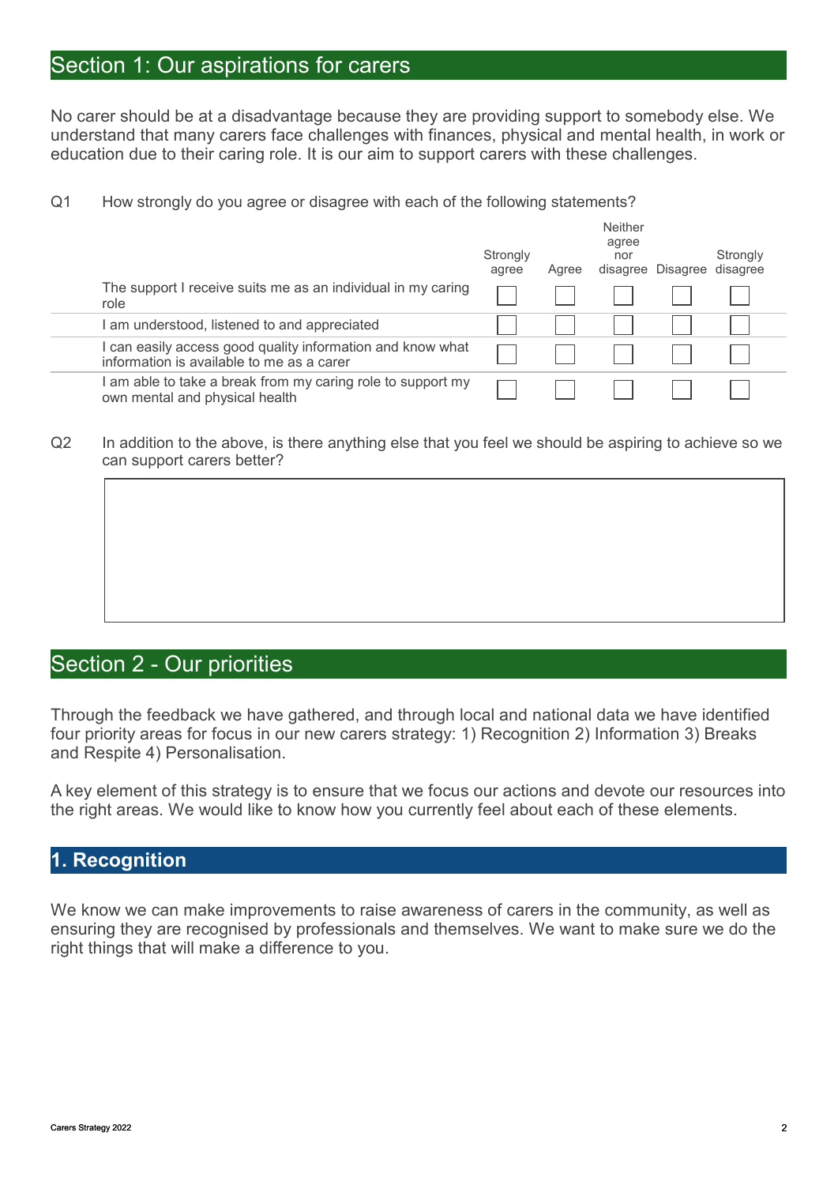## Section 1: Our aspirations for carers

No carer should be at a disadvantage because they are providing support to somebody else. We understand that many carers face challenges with finances, physical and mental health, in work or education due to their caring role. It is our aim to support carers with these challenges.

Q1 How strongly do you agree or disagree with each of the following statements?

| | Strongly agree | Agree | Neither agree nor disagree | Disagree | Strongly disagree |
|---|---|---|---|---|---|
| The support I receive suits me as an individual in my caring role | ☐ | ☐ | ☐ | ☐ | ☐ |
| I am understood, listened to and appreciated | ☐ | ☐ | ☐ | ☐ | ☐ |
| I can easily access good quality information and know what information is available to me as a carer | ☐ | ☐ | ☐ | ☐ | ☐ |
| I am able to take a break from my caring role to support my own mental and physical health | ☐ | ☐ | ☐ | ☐ | ☐ |

Q2 In addition to the above, is there anything else that you feel we should be aspiring to achieve so we can support carers better?

## Section 2 - Our priorities

Through the feedback we have gathered, and through local and national data we have identified four priority areas for focus in our new carers strategy: 1) Recognition 2) Information 3) Breaks and Respite 4) Personalisation.

A key element of this strategy is to ensure that we focus our actions and devote our resources into the right areas. We would like to know how you currently feel about each of these elements.

### 1. Recognition

We know we can make improvements to raise awareness of carers in the community, as well as ensuring they are recognised by professionals and themselves. We want to make sure we do the right things that will make a difference to you.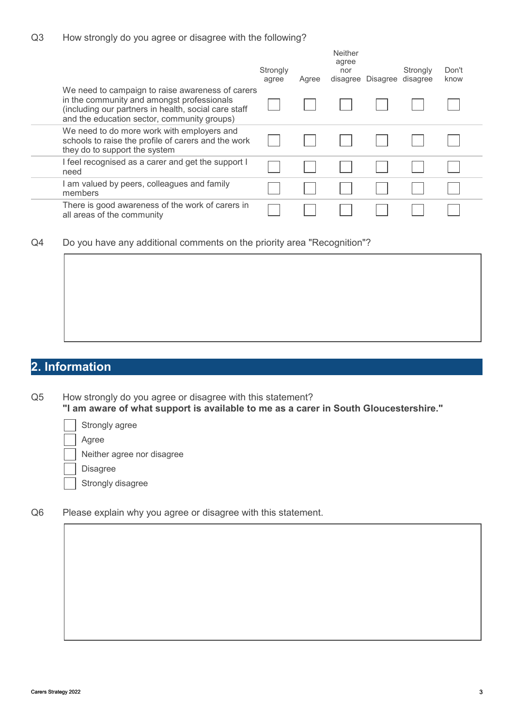Q3 How strongly do you agree or disagree with the following?

| | Strongly agree | Agree | Neither agree nor disagree | Disagree | Strongly disagree | Don't know |
|---|---|---|---|---|---|---|
| We need to campaign to raise awareness of carers in the community and amongst professionals (including our partners in health, social care staff and the education sector, community groups) | ☐ | ☐ | ☐ | ☐ | ☐ | ☐ |
| We need to do more work with employers and schools to raise the profile of carers and the work they do to support the system | ☐ | ☐ | ☐ | ☐ | ☐ | ☐ |
| I feel recognised as a carer and get the support I need | ☐ | ☐ | ☐ | ☐ | ☐ | ☐ |
| I am valued by peers, colleagues and family members | ☐ | ☐ | ☐ | ☐ | ☐ | ☐ |
| There is good awareness of the work of carers in all areas of the community | ☐ | ☐ | ☐ | ☐ | ☐ | ☐ |

Q4 Do you have any additional comments on the priority area "Recognition"?

## 2. Information

Q5 How strongly do you agree or disagree with this statement?
**"I am aware of what support is available to me as a carer in South Gloucestershire."**

- ☐ Strongly agree
- ☐ Agree
- ☐ Neither agree nor disagree
- ☐ Disagree
- ☐ Strongly disagree

Q6 Please explain why you agree or disagree with this statement.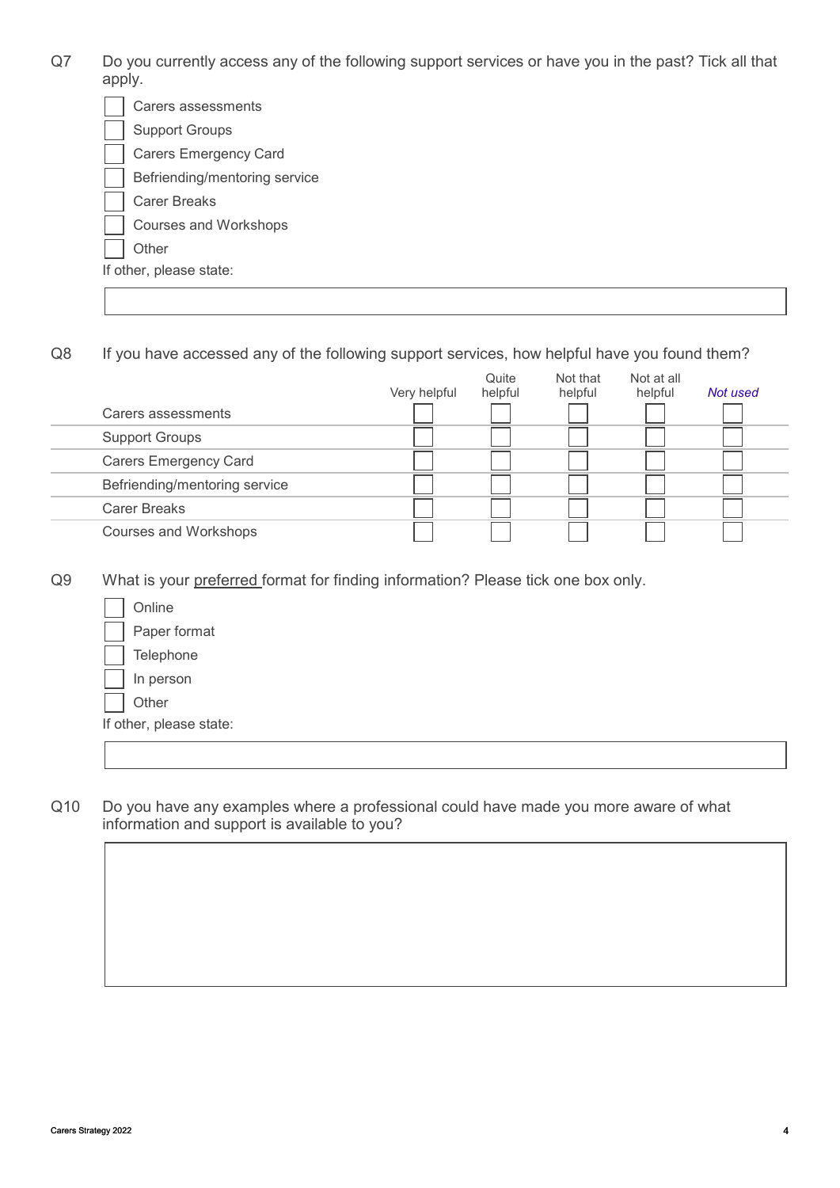Q7 Do you currently access any of the following support services or have you in the past? Tick all that apply.

- ☐ Carers assessments
- ☐ Support Groups
- ☐ Carers Emergency Card
- ☐ Befriending/mentoring service
- ☐ Carer Breaks
- ☐ Courses and Workshops
- ☐ Other

If other, please state:

\_\_\_\_\_\_\_\_\_\_\_\_\_\_\_\_\_\_\_\_\_\_\_\_\_\_\_\_\_\_

Q8 If you have accessed any of the following support services, how helpful have you found them?

| | Very helpful | Quite helpful | Not that helpful | Not at all helpful | *Not used* |
|---|---|---|---|---|---|
| Carers assessments | ☐ | ☐ | ☐ | ☐ | ☐ |
| Support Groups | ☐ | ☐ | ☐ | ☐ | ☐ |
| Carers Emergency Card | ☐ | ☐ | ☐ | ☐ | ☐ |
| Befriending/mentoring service | ☐ | ☐ | ☐ | ☐ | ☐ |
| Carer Breaks | ☐ | ☐ | ☐ | ☐ | ☐ |
| Courses and Workshops | ☐ | ☐ | ☐ | ☐ | ☐ |

Q9 What is your <u>preferred</u> format for finding information? Please tick one box only.

- ☐ Online
- ☐ Paper format
- ☐ Telephone
- ☐ In person
- ☐ Other

If other, please state:

\_\_\_\_\_\_\_\_\_\_\_\_\_\_\_\_\_\_\_\_\_\_\_\_\_\_\_\_\_\_

Q10 Do you have any examples where a professional could have made you more aware of what information and support is available to you?

\_\_\_\_\_\_\_\_\_\_\_\_\_\_\_\_\_\_\_\_\_\_\_\_\_\_\_\_\_\_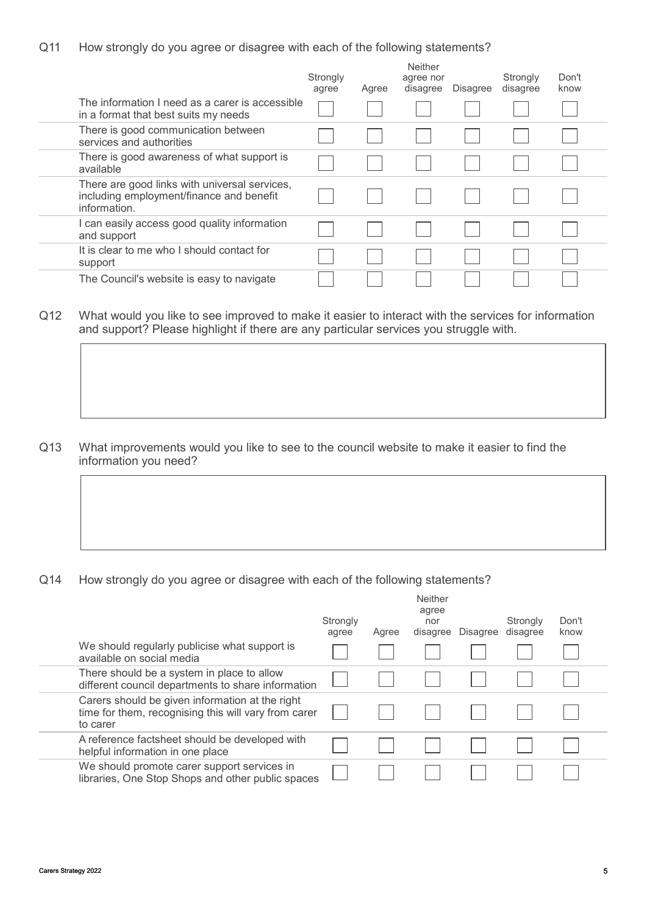Q11 How strongly do you agree or disagree with each of the following statements?

| | Strongly agree | Agree | Neither agree nor disagree | Disagree | Strongly disagree | Don't know |
|---|---|---|---|---|---|---|
| The information I need as a carer is accessible in a format that best suits my needs | ☐ | ☐ | ☐ | ☐ | ☐ | ☐ |
| There is good communication between services and authorities | ☐ | ☐ | ☐ | ☐ | ☐ | ☐ |
| There is good awareness of what support is available | ☐ | ☐ | ☐ | ☐ | ☐ | ☐ |
| There are good links with universal services, including employment/finance and benefit information. | ☐ | ☐ | ☐ | ☐ | ☐ | ☐ |
| I can easily access good quality information and support | ☐ | ☐ | ☐ | ☐ | ☐ | ☐ |
| It is clear to me who I should contact for support | ☐ | ☐ | ☐ | ☐ | ☐ | ☐ |
| The Council's website is easy to navigate | ☐ | ☐ | ☐ | ☐ | ☐ | ☐ |

Q12 What would you like to see improved to make it easier to interact with the services for information and support? Please highlight if there are any particular services you struggle with.

Q13 What improvements would you like to see to the council website to make it easier to find the information you need?

Q14 How strongly do you agree or disagree with each of the following statements?

| | Strongly agree | Agree | Neither agree nor disagree | Disagree | Strongly disagree | Don't know |
|---|---|---|---|---|---|---|
| We should regularly publicise what support is available on social media | ☐ | ☐ | ☐ | ☐ | ☐ | ☐ |
| There should be a system in place to allow different council departments to share information | ☐ | ☐ | ☐ | ☐ | ☐ | ☐ |
| Carers should be given information at the right time for them, recognising this will vary from carer to carer | ☐ | ☐ | ☐ | ☐ | ☐ | ☐ |
| A reference factsheet should be developed with helpful information in one place | ☐ | ☐ | ☐ | ☐ | ☐ | ☐ |
| We should promote carer support services in libraries, One Stop Shops and other public spaces | ☐ | ☐ | ☐ | ☐ | ☐ | ☐ |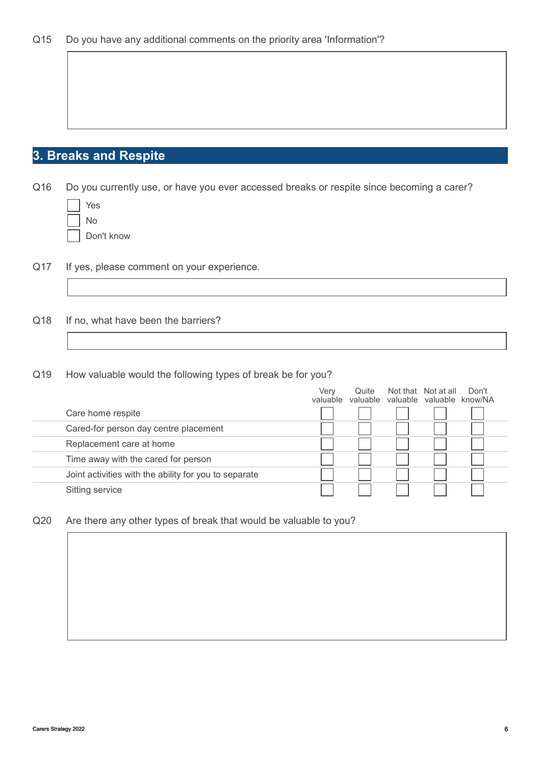Q15 Do you have any additional comments on the priority area 'Information'?

## 3. Breaks and Respite

Q16 Do you currently use, or have you ever accessed breaks or respite since becoming a carer?

- [ ] Yes
- [ ] No
- [ ] Don't know

Q17 If yes, please comment on your experience.

Q18 If no, what have been the barriers?

Q19 How valuable would the following types of break be for you?

| | Very valuable | Quite valuable | Not that valuable | Not at all valuable | Don't know/NA |
|---|---|---|---|---|---|
| Care home respite | ☐ | ☐ | ☐ | ☐ | ☐ |
| Cared-for person day centre placement | ☐ | ☐ | ☐ | ☐ | ☐ |
| Replacement care at home | ☐ | ☐ | ☐ | ☐ | ☐ |
| Time away with the cared for person | ☐ | ☐ | ☐ | ☐ | ☐ |
| Joint activities with the ability for you to separate | ☐ | ☐ | ☐ | ☐ | ☐ |
| Sitting service | ☐ | ☐ | ☐ | ☐ | ☐ |

Q20 Are there any other types of break that would be valuable to you?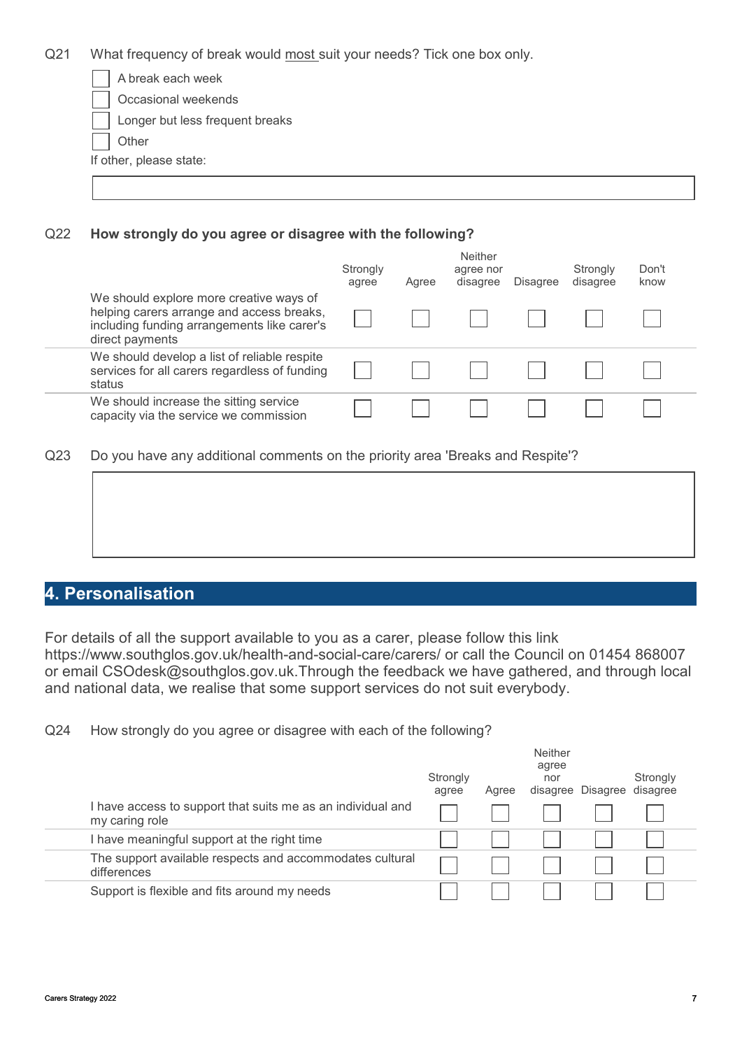Q21 What frequency of break would most suit your needs? Tick one box only.

- ☐ A break each week
- ☐ Occasional weekends
- ☐ Longer but less frequent breaks
- ☐ Other

If other, please state:

Q22 **How strongly do you agree or disagree with the following?**

| | Strongly agree | Agree | Neither agree nor disagree | Disagree | Strongly disagree | Don't know |
|---|---|---|---|---|---|---|
| We should explore more creative ways of helping carers arrange and access breaks, including funding arrangements like carer's direct payments | ☐ | ☐ | ☐ | ☐ | ☐ | ☐ |
| We should develop a list of reliable respite services for all carers regardless of funding status | ☐ | ☐ | ☐ | ☐ | ☐ | ☐ |
| We should increase the sitting service capacity via the service we commission | ☐ | ☐ | ☐ | ☐ | ☐ | ☐ |

Q23 Do you have any additional comments on the priority area 'Breaks and Respite'?

## 4. Personalisation

For details of all the support available to you as a carer, please follow this link https://www.southglos.gov.uk/health-and-social-care/carers/ or call the Council on 01454 868007 or email CSOdesk@southglos.gov.uk.Through the feedback we have gathered, and through local and national data, we realise that some support services do not suit everybody.

Q24 How strongly do you agree or disagree with each of the following?

| | Strongly agree | Agree | Neither agree nor disagree | Disagree | Strongly disagree |
|---|---|---|---|---|---|
| I have access to support that suits me as an individual and my caring role | ☐ | ☐ | ☐ | ☐ | ☐ |
| I have meaningful support at the right time | ☐ | ☐ | ☐ | ☐ | ☐ |
| The support available respects and accommodates cultural differences | ☐ | ☐ | ☐ | ☐ | ☐ |
| Support is flexible and fits around my needs | ☐ | ☐ | ☐ | ☐ | ☐ |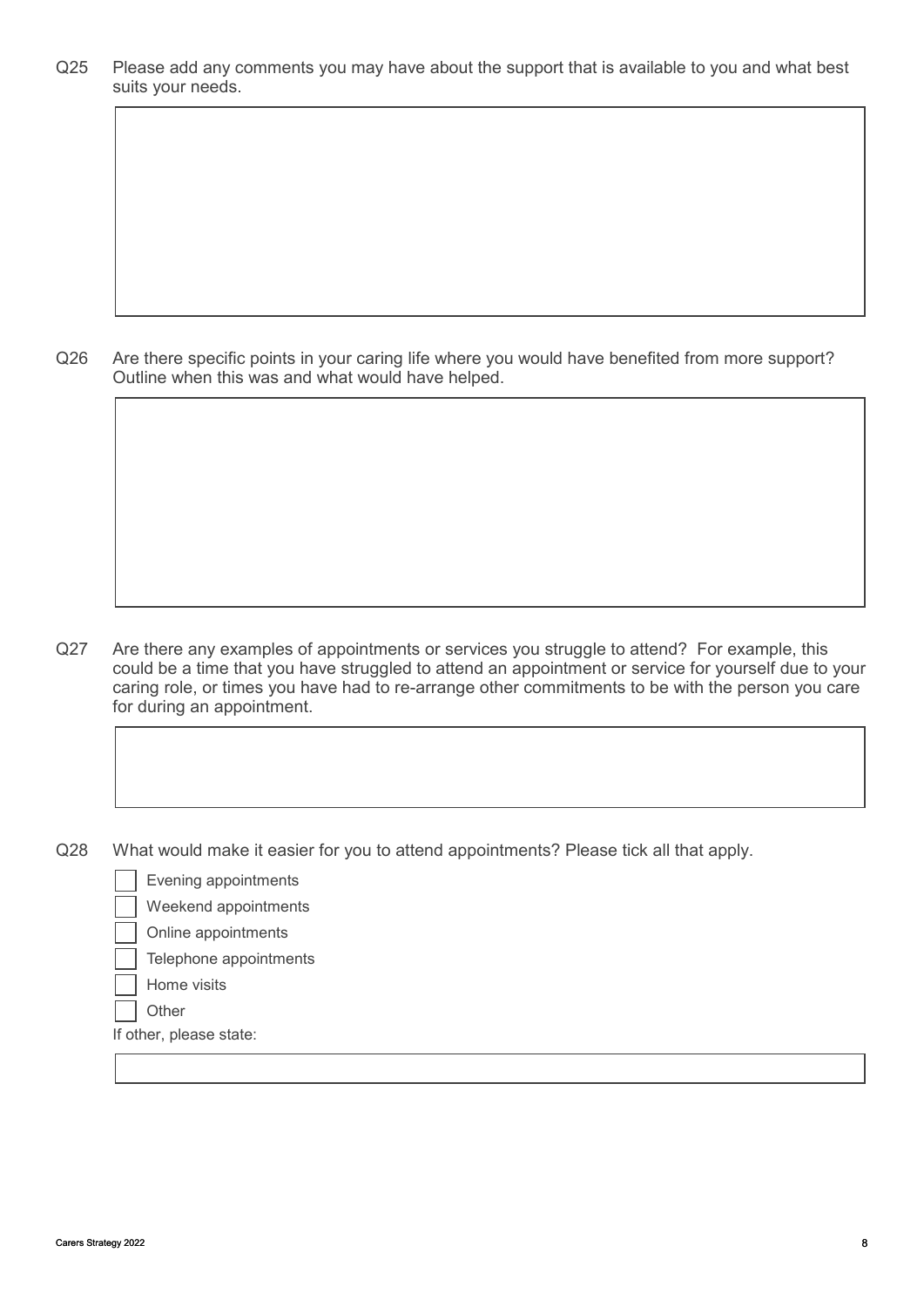Q25 Please add any comments you may have about the support that is available to you and what best suits your needs.

Q26 Are there specific points in your caring life where you would have benefited from more support? Outline when this was and what would have helped.

Q27 Are there any examples of appointments or services you struggle to attend? For example, this could be a time that you have struggled to attend an appointment or service for yourself due to your caring role, or times you have had to re-arrange other commitments to be with the person you care for during an appointment.

Q28 What would make it easier for you to attend appointments? Please tick all that apply.

- ☐ Evening appointments
- ☐ Weekend appointments
- ☐ Online appointments
- ☐ Telephone appointments
- ☐ Home visits
- ☐ Other

If other, please state: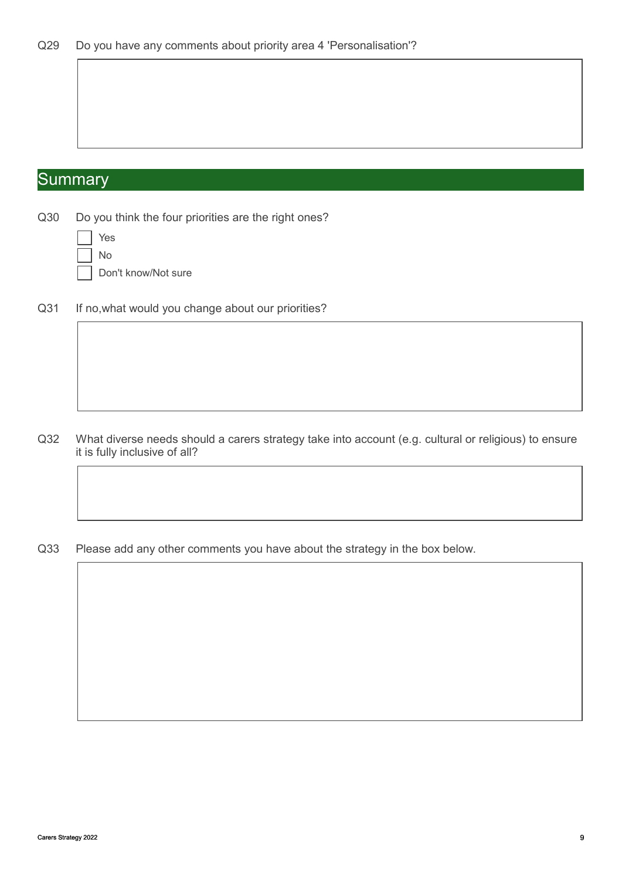Q29 Do you have any comments about priority area 4 'Personalisation'?

## Summary

Q30 Do you think the four priorities are the right ones?

- [ ] Yes
- [ ] No
- [ ] Don't know/Not sure

Q31 If no,what would you change about our priorities?

Q32 What diverse needs should a carers strategy take into account (e.g. cultural or religious) to ensure it is fully inclusive of all?

Q33 Please add any other comments you have about the strategy in the box below.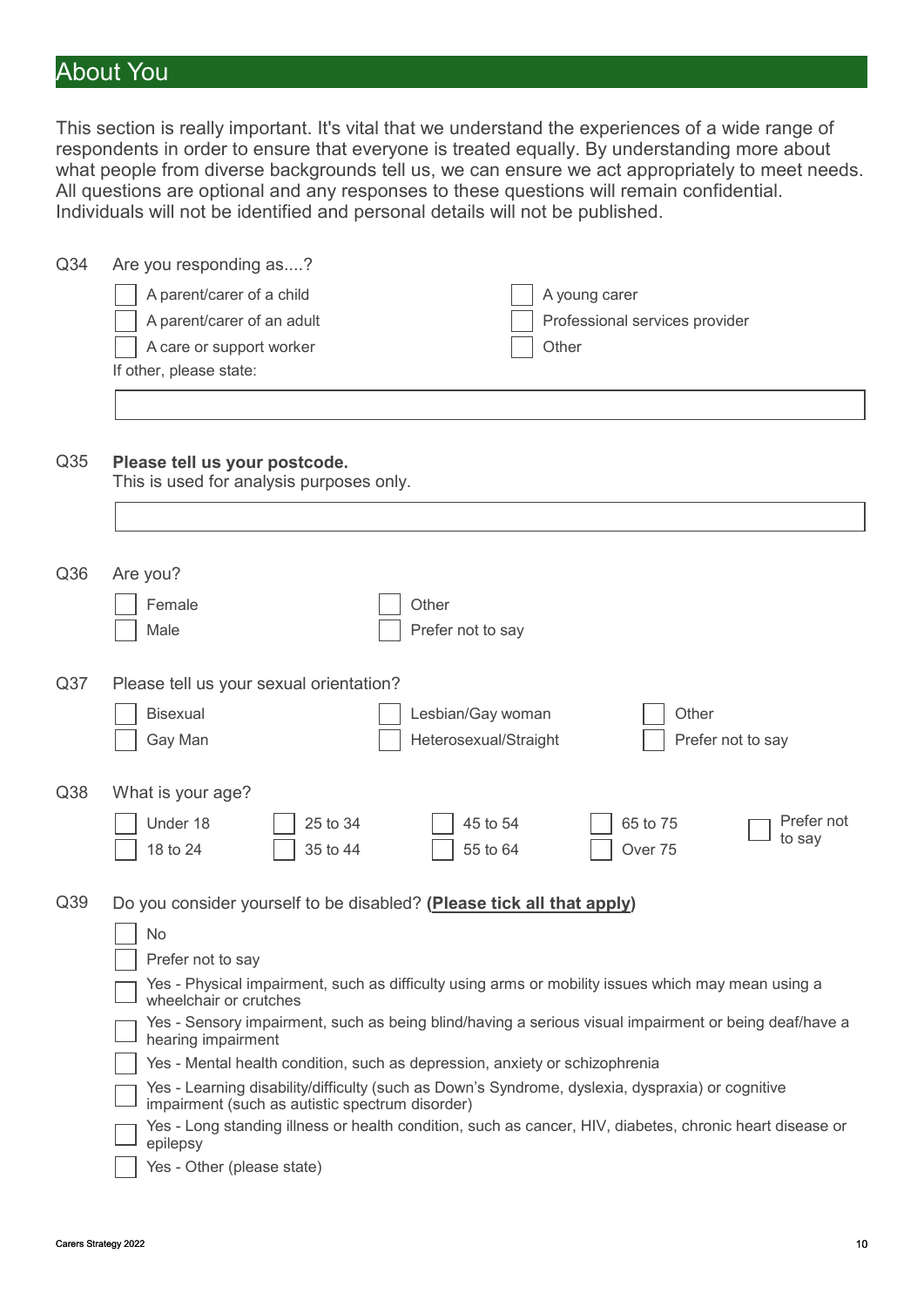## About You

This section is really important. It's vital that we understand the experiences of a wide range of respondents in order to ensure that everyone is treated equally. By understanding more about what people from diverse backgrounds tell us, we can ensure we act appropriately to meet needs. All questions are optional and any responses to these questions will remain confidential. Individuals will not be identified and personal details will not be published.

**Q34** Are you responding as....?

- ☐ A parent/carer of a child
- ☐ A parent/carer of an adult
- ☐ A care or support worker
- ☐ A young carer
- ☐ Professional services provider
- ☐ Other

If other, please state:

\_\_\_\_\_\_\_\_\_\_\_\_\_\_\_\_\_\_\_\_\_\_\_\_\_\_\_\_\_\_

**Q35** **Please tell us your postcode.**
This is used for analysis purposes only.

\_\_\_\_\_\_\_\_\_\_\_\_\_\_\_\_\_\_\_\_\_\_\_\_\_\_\_\_\_\_

**Q36** Are you?

- ☐ Female
- ☐ Male
- ☐ Other
- ☐ Prefer not to say

**Q37** Please tell us your sexual orientation?

- ☐ Bisexual
- ☐ Gay Man
- ☐ Lesbian/Gay woman
- ☐ Heterosexual/Straight
- ☐ Other
- ☐ Prefer not to say

**Q38** What is your age?

- ☐ Under 18
- ☐ 18 to 24
- ☐ 25 to 34
- ☐ 35 to 44
- ☐ 45 to 54
- ☐ 55 to 64
- ☐ 65 to 75
- ☐ Over 75
- ☐ Prefer not to say

**Q39** Do you consider yourself to be disabled? **(<u>Please tick all that apply</u>)**

- ☐ No
- ☐ Prefer not to say
- ☐ Yes - Physical impairment, such as difficulty using arms or mobility issues which may mean using a wheelchair or crutches
- ☐ Yes - Sensory impairment, such as being blind/having a serious visual impairment or being deaf/have a hearing impairment
- ☐ Yes - Mental health condition, such as depression, anxiety or schizophrenia
- ☐ Yes - Learning disability/difficulty (such as Down's Syndrome, dyslexia, dyspraxia) or cognitive impairment (such as autistic spectrum disorder)
- ☐ Yes - Long standing illness or health condition, such as cancer, HIV, diabetes, chronic heart disease or epilepsy
- ☐ Yes - Other (please state)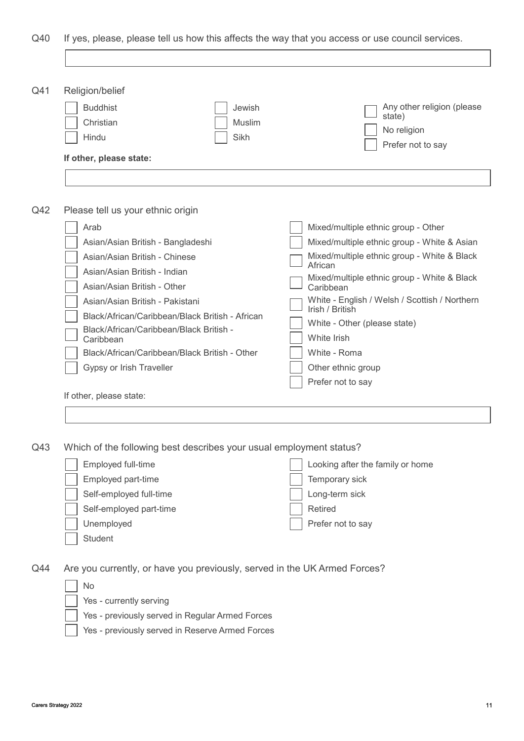Q40 If yes, please, please tell us how this affects the way that you access or use council services.

Q41 Religion/belief

- ☐ Buddhist
- ☐ Christian
- ☐ Hindu
- ☐ Jewish
- ☐ Muslim
- ☐ Sikh
- ☐ Any other religion (please state)
- ☐ No religion
- ☐ Prefer not to say

**If other, please state:**

Q42 Please tell us your ethnic origin

- ☐ Arab
- ☐ Asian/Asian British - Bangladeshi
- ☐ Asian/Asian British - Chinese
- ☐ Asian/Asian British - Indian
- ☐ Asian/Asian British - Other
- ☐ Asian/Asian British - Pakistani
- ☐ Black/African/Caribbean/Black British - African
- ☐ Black/African/Caribbean/Black British - Caribbean
- ☐ Black/African/Caribbean/Black British - Other
- ☐ Gypsy or Irish Traveller
- ☐ Mixed/multiple ethnic group - Other
- ☐ Mixed/multiple ethnic group - White & Asian
- ☐ Mixed/multiple ethnic group - White & Black African
- ☐ Mixed/multiple ethnic group - White & Black Caribbean
- ☐ White - English / Welsh / Scottish / Northern Irish / British
- ☐ White - Other (please state)
- ☐ White Irish
- ☐ White - Roma
- ☐ Other ethnic group
- ☐ Prefer not to say

If other, please state:

Q43 Which of the following best describes your usual employment status?

- ☐ Employed full-time
- ☐ Employed part-time
- ☐ Self-employed full-time
- ☐ Self-employed part-time
- ☐ Unemployed
- ☐ Student
- ☐ Looking after the family or home
- ☐ Temporary sick
- ☐ Long-term sick
- ☐ Retired
- ☐ Prefer not to say

Q44 Are you currently, or have you previously, served in the UK Armed Forces?

- ☐ No
- ☐ Yes - currently serving
- ☐ Yes - previously served in Regular Armed Forces
- ☐ Yes - previously served in Reserve Armed Forces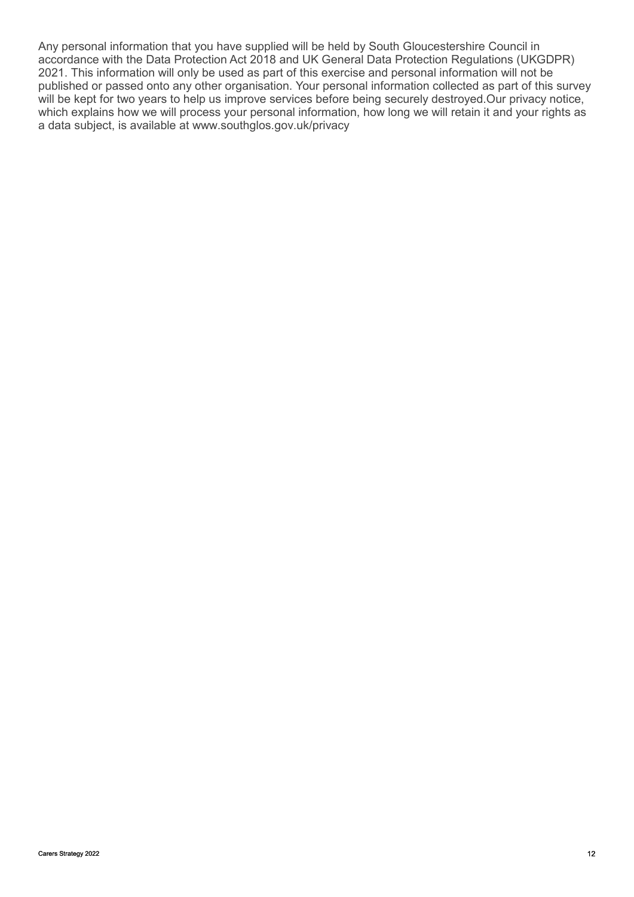Any personal information that you have supplied will be held by South Gloucestershire Council in accordance with the Data Protection Act 2018 and UK General Data Protection Regulations (UKGDPR) 2021. This information will only be used as part of this exercise and personal information will not be published or passed onto any other organisation. Your personal information collected as part of this survey will be kept for two years to help us improve services before being securely destroyed.Our privacy notice, which explains how we will process your personal information, how long we will retain it and your rights as a data subject, is available at www.southglos.gov.uk/privacy